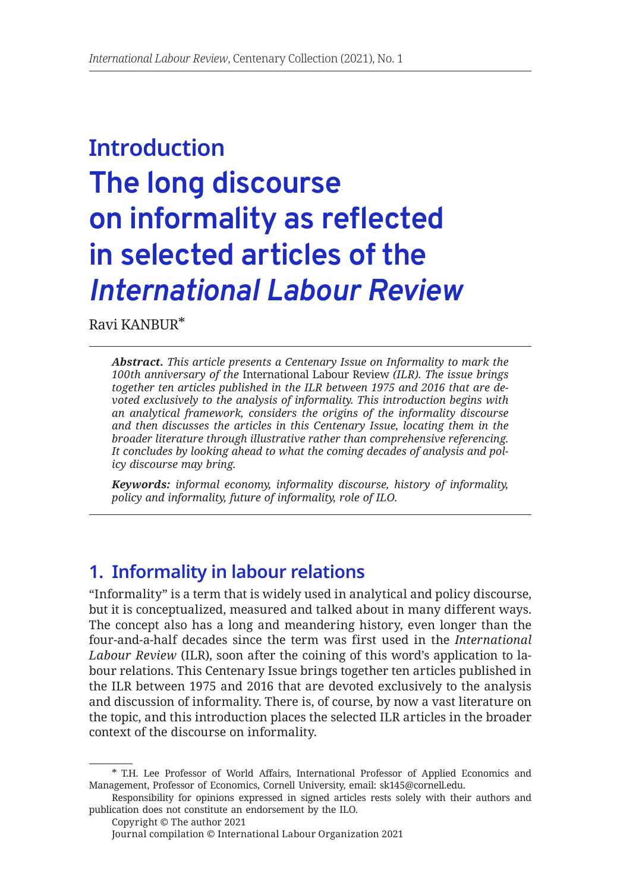# Introduction

# The long discourse on informality as reflected in selected articles of the *International Labour Review*

Ravi KANBUR*

***Abstract.*** *This article presents a Centenary Issue on Informality to mark the 100th anniversary of the* International Labour Review *(ILR). The issue brings together ten articles published in the ILR between 1975 and 2016 that are devoted exclusively to the analysis of informality. This introduction begins with an analytical framework, considers the origins of the informality discourse and then discusses the articles in this Centenary Issue, locating them in the broader literature through illustrative rather than comprehensive referencing. It concludes by looking ahead to what the coming decades of analysis and policy discourse may bring.*

***Keywords:*** *informal economy, informality discourse, history of informality, policy and informality, future of informality, role of ILO.*

## 1. Informality in labour relations

"Informality" is a term that is widely used in analytical and policy discourse, but it is conceptualized, measured and talked about in many different ways. The concept also has a long and meandering history, even longer than the four-and-a-half decades since the term was first used in the *International Labour Review* (ILR), soon after the coining of this word's application to labour relations. This Centenary Issue brings together ten articles published in the ILR between 1975 and 2016 that are devoted exclusively to the analysis and discussion of informality. There is, of course, by now a vast literature on the topic, and this introduction places the selected ILR articles in the broader context of the discourse on informality.

---

* T.H. Lee Professor of World Affairs, International Professor of Applied Economics and Management, Professor of Economics, Cornell University, email: sk145@cornell.edu.

Responsibility for opinions expressed in signed articles rests solely with their authors and publication does not constitute an endorsement by the ILO.

Copyright © The author 2021

Journal compilation © International Labour Organization 2021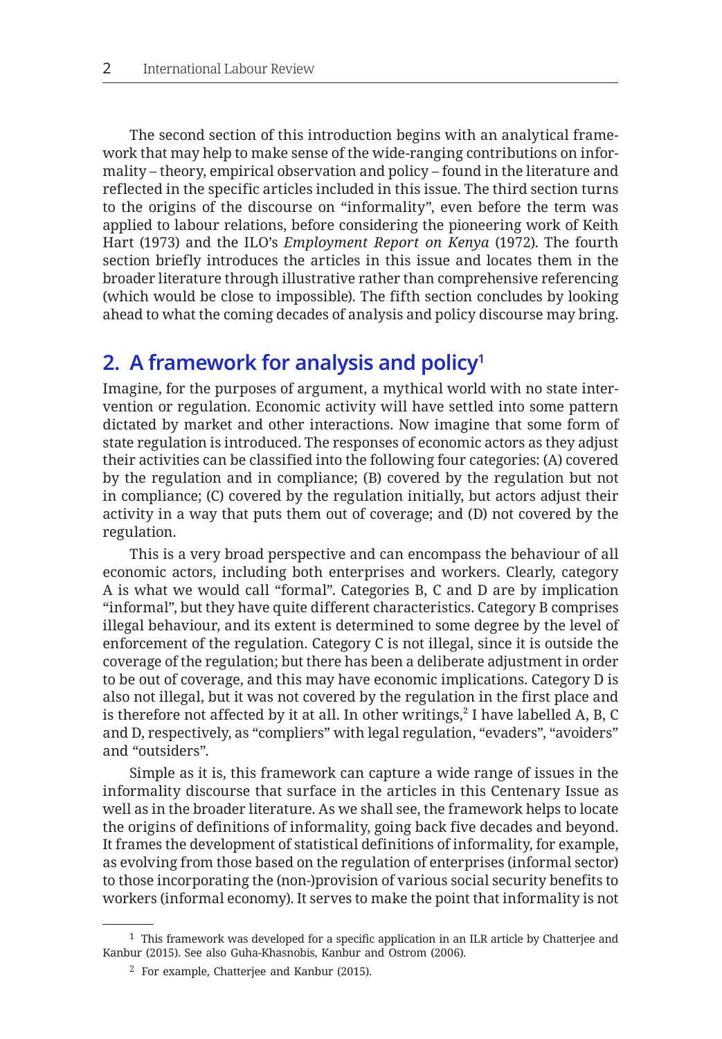The second section of this introduction begins with an analytical framework that may help to make sense of the wide-ranging contributions on informality – theory, empirical observation and policy – found in the literature and reflected in the specific articles included in this issue. The third section turns to the origins of the discourse on "informality", even before the term was applied to labour relations, before considering the pioneering work of Keith Hart (1973) and the ILO's *Employment Report on Kenya* (1972). The fourth section briefly introduces the articles in this issue and locates them in the broader literature through illustrative rather than comprehensive referencing (which would be close to impossible). The fifth section concludes by looking ahead to what the coming decades of analysis and policy discourse may bring.

## 2. A framework for analysis and policy[1]

Imagine, for the purposes of argument, a mythical world with no state intervention or regulation. Economic activity will have settled into some pattern dictated by market and other interactions. Now imagine that some form of state regulation is introduced. The responses of economic actors as they adjust their activities can be classified into the following four categories: (A) covered by the regulation and in compliance; (B) covered by the regulation but not in compliance; (C) covered by the regulation initially, but actors adjust their activity in a way that puts them out of coverage; and (D) not covered by the regulation.

This is a very broad perspective and can encompass the behaviour of all economic actors, including both enterprises and workers. Clearly, category A is what we would call "formal". Categories B, C and D are by implication "informal", but they have quite different characteristics. Category B comprises illegal behaviour, and its extent is determined to some degree by the level of enforcement of the regulation. Category C is not illegal, since it is outside the coverage of the regulation; but there has been a deliberate adjustment in order to be out of coverage, and this may have economic implications. Category D is also not illegal, but it was not covered by the regulation in the first place and is therefore not affected by it at all. In other writings,[2] I have labelled A, B, C and D, respectively, as "compliers" with legal regulation, "evaders", "avoiders" and "outsiders".

Simple as it is, this framework can capture a wide range of issues in the informality discourse that surface in the articles in this Centenary Issue as well as in the broader literature. As we shall see, the framework helps to locate the origins of definitions of informality, going back five decades and beyond. It frames the development of statistical definitions of informality, for example, as evolving from those based on the regulation of enterprises (informal sector) to those incorporating the (non-)provision of various social security benefits to workers (informal economy). It serves to make the point that informality is not

---

[1] This framework was developed for a specific application in an ILR article by Chatterjee and Kanbur (2015). See also Guha-Khasnobis, Kanbur and Ostrom (2006).

[2] For example, Chatterjee and Kanbur (2015).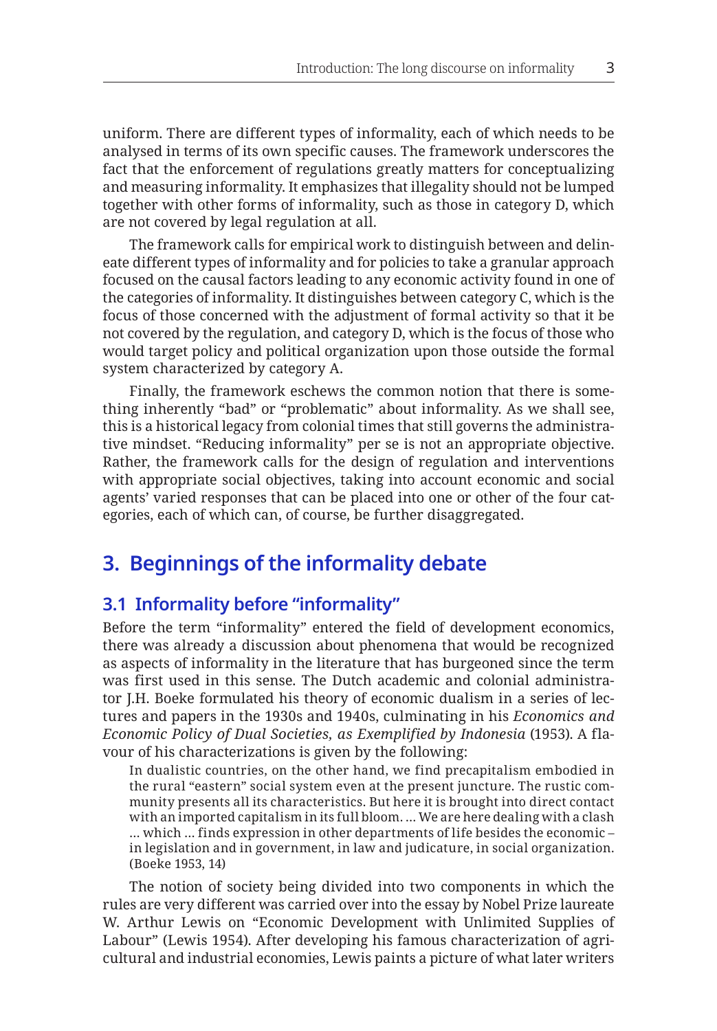uniform. There are different types of informality, each of which needs to be analysed in terms of its own specific causes. The framework underscores the fact that the enforcement of regulations greatly matters for conceptualizing and measuring informality. It emphasizes that illegality should not be lumped together with other forms of informality, such as those in category D, which are not covered by legal regulation at all.

The framework calls for empirical work to distinguish between and delineate different types of informality and for policies to take a granular approach focused on the causal factors leading to any economic activity found in one of the categories of informality. It distinguishes between category C, which is the focus of those concerned with the adjustment of formal activity so that it be not covered by the regulation, and category D, which is the focus of those who would target policy and political organization upon those outside the formal system characterized by category A.

Finally, the framework eschews the common notion that there is something inherently "bad" or "problematic" about informality. As we shall see, this is a historical legacy from colonial times that still governs the administrative mindset. "Reducing informality" per se is not an appropriate objective. Rather, the framework calls for the design of regulation and interventions with appropriate social objectives, taking into account economic and social agents' varied responses that can be placed into one or other of the four categories, each of which can, of course, be further disaggregated.

## 3. Beginnings of the informality debate

### 3.1 Informality before "informality"

Before the term "informality" entered the field of development economics, there was already a discussion about phenomena that would be recognized as aspects of informality in the literature that has burgeoned since the term was first used in this sense. The Dutch academic and colonial administrator J.H. Boeke formulated his theory of economic dualism in a series of lectures and papers in the 1930s and 1940s, culminating in his *Economics and Economic Policy of Dual Societies, as Exemplified by Indonesia* (1953). A flavour of his characterizations is given by the following:

> In dualistic countries, on the other hand, we find precapitalism embodied in the rural "eastern" social system even at the present juncture. The rustic community presents all its characteristics. But here it is brought into direct contact with an imported capitalism in its full bloom. … We are here dealing with a clash … which … finds expression in other departments of life besides the economic – in legislation and in government, in law and judicature, in social organization. (Boeke 1953, 14)

The notion of society being divided into two components in which the rules are very different was carried over into the essay by Nobel Prize laureate W. Arthur Lewis on "Economic Development with Unlimited Supplies of Labour" (Lewis 1954). After developing his famous characterization of agricultural and industrial economies, Lewis paints a picture of what later writers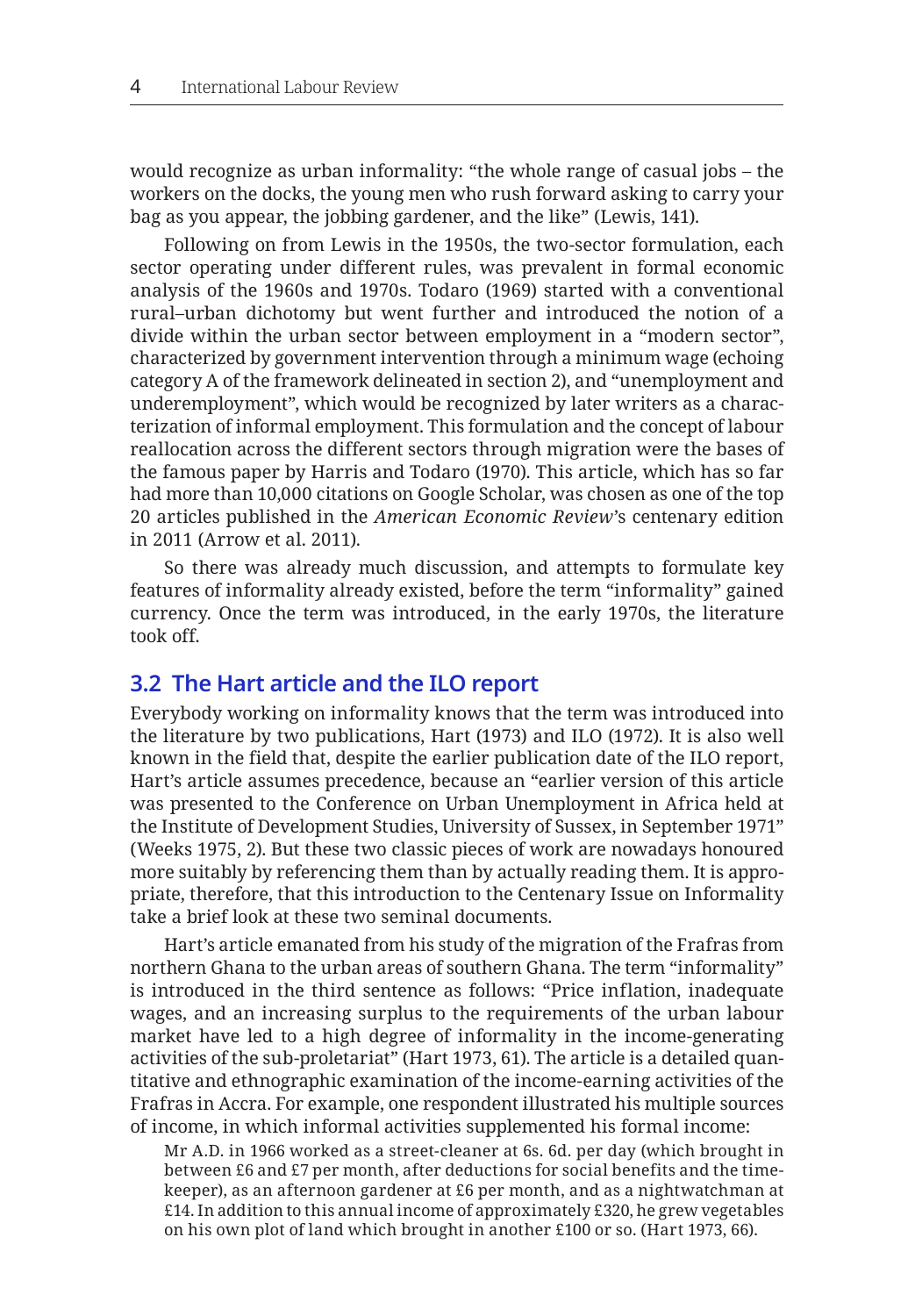would recognize as urban informality: "the whole range of casual jobs – the workers on the docks, the young men who rush forward asking to carry your bag as you appear, the jobbing gardener, and the like" (Lewis, 141).

Following on from Lewis in the 1950s, the two-sector formulation, each sector operating under different rules, was prevalent in formal economic analysis of the 1960s and 1970s. Todaro (1969) started with a conventional rural–urban dichotomy but went further and introduced the notion of a divide within the urban sector between employment in a "modern sector", characterized by government intervention through a minimum wage (echoing category A of the framework delineated in section 2), and "unemployment and underemployment", which would be recognized by later writers as a characterization of informal employment. This formulation and the concept of labour reallocation across the different sectors through migration were the bases of the famous paper by Harris and Todaro (1970). This article, which has so far had more than 10,000 citations on Google Scholar, was chosen as one of the top 20 articles published in the *American Economic Review*'s centenary edition in 2011 (Arrow et al. 2011).

So there was already much discussion, and attempts to formulate key features of informality already existed, before the term "informality" gained currency. Once the term was introduced, in the early 1970s, the literature took off.

## 3.2 The Hart article and the ILO report

Everybody working on informality knows that the term was introduced into the literature by two publications, Hart (1973) and ILO (1972). It is also well known in the field that, despite the earlier publication date of the ILO report, Hart's article assumes precedence, because an "earlier version of this article was presented to the Conference on Urban Unemployment in Africa held at the Institute of Development Studies, University of Sussex, in September 1971" (Weeks 1975, 2). But these two classic pieces of work are nowadays honoured more suitably by referencing them than by actually reading them. It is appropriate, therefore, that this introduction to the Centenary Issue on Informality take a brief look at these two seminal documents.

Hart's article emanated from his study of the migration of the Frafras from northern Ghana to the urban areas of southern Ghana. The term "informality" is introduced in the third sentence as follows: "Price inflation, inadequate wages, and an increasing surplus to the requirements of the urban labour market have led to a high degree of informality in the income-generating activities of the sub-proletariat" (Hart 1973, 61). The article is a detailed quantitative and ethnographic examination of the income-earning activities of the Frafras in Accra. For example, one respondent illustrated his multiple sources of income, in which informal activities supplemented his formal income:

> Mr A.D. in 1966 worked as a street-cleaner at 6s. 6d. per day (which brought in between £6 and £7 per month, after deductions for social benefits and the time-keeper), as an afternoon gardener at £6 per month, and as a nightwatchman at £14. In addition to this annual income of approximately £320, he grew vegetables on his own plot of land which brought in another £100 or so. (Hart 1973, 66).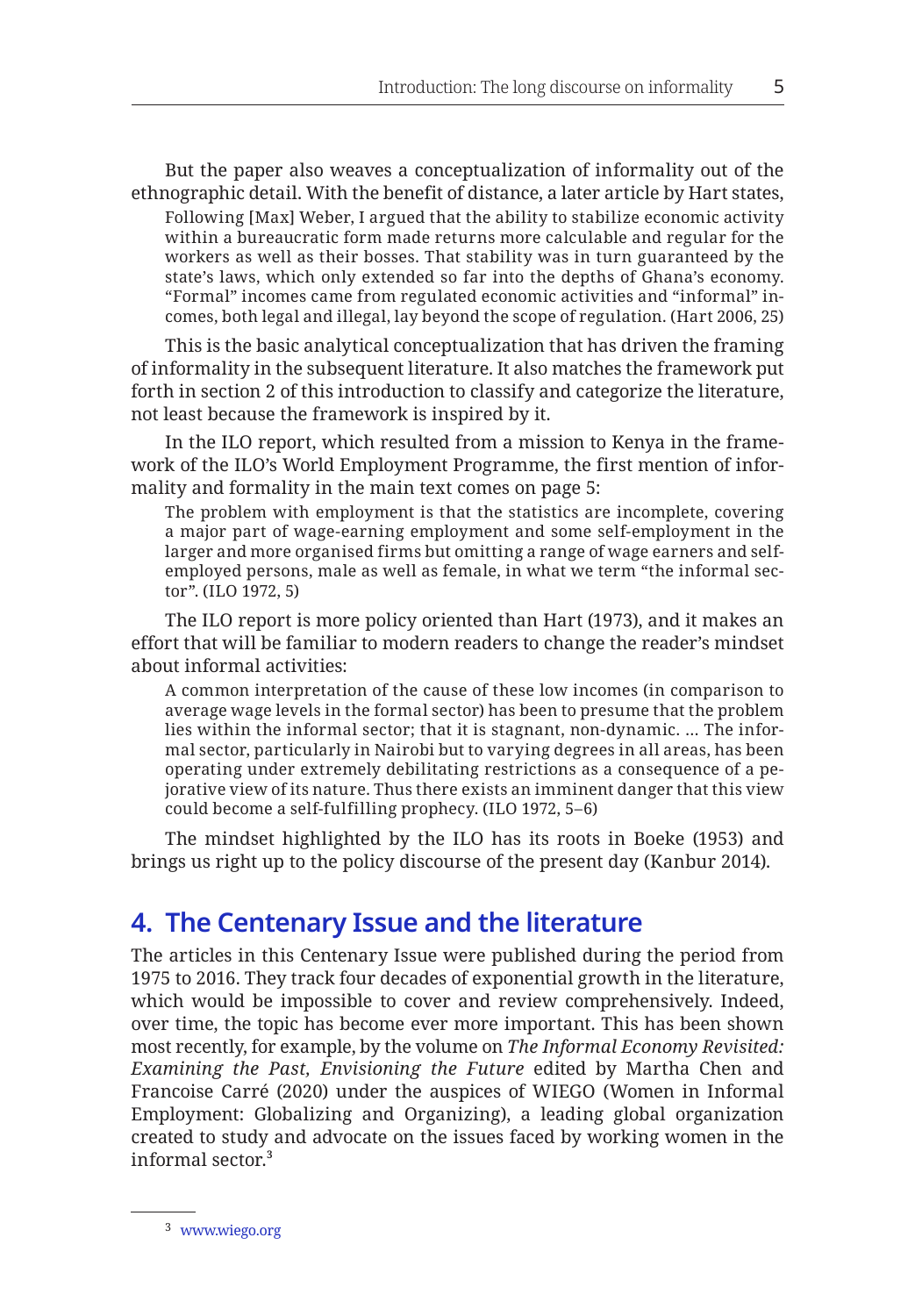But the paper also weaves a conceptualization of informality out of the ethnographic detail. With the benefit of distance, a later article by Hart states,

> Following [Max] Weber, I argued that the ability to stabilize economic activity within a bureaucratic form made returns more calculable and regular for the workers as well as their bosses. That stability was in turn guaranteed by the state's laws, which only extended so far into the depths of Ghana's economy. "Formal" incomes came from regulated economic activities and "informal" incomes, both legal and illegal, lay beyond the scope of regulation. (Hart 2006, 25)

This is the basic analytical conceptualization that has driven the framing of informality in the subsequent literature. It also matches the framework put forth in section 2 of this introduction to classify and categorize the literature, not least because the framework is inspired by it.

In the ILO report, which resulted from a mission to Kenya in the framework of the ILO's World Employment Programme, the first mention of informality and formality in the main text comes on page 5:

> The problem with employment is that the statistics are incomplete, covering a major part of wage-earning employment and some self-employment in the larger and more organised firms but omitting a range of wage earners and self-employed persons, male as well as female, in what we term "the informal sector". (ILO 1972, 5)

The ILO report is more policy oriented than Hart (1973), and it makes an effort that will be familiar to modern readers to change the reader's mindset about informal activities:

> A common interpretation of the cause of these low incomes (in comparison to average wage levels in the formal sector) has been to presume that the problem lies within the informal sector; that it is stagnant, non-dynamic. … The informal sector, particularly in Nairobi but to varying degrees in all areas, has been operating under extremely debilitating restrictions as a consequence of a pejorative view of its nature. Thus there exists an imminent danger that this view could become a self-fulfilling prophecy. (ILO 1972, 5–6)

The mindset highlighted by the ILO has its roots in Boeke (1953) and brings us right up to the policy discourse of the present day (Kanbur 2014).

## 4. The Centenary Issue and the literature

The articles in this Centenary Issue were published during the period from 1975 to 2016. They track four decades of exponential growth in the literature, which would be impossible to cover and review comprehensively. Indeed, over time, the topic has become ever more important. This has been shown most recently, for example, by the volume on *The Informal Economy Revisited: Examining the Past, Envisioning the Future* edited by Martha Chen and Francoise Carré (2020) under the auspices of WIEGO (Women in Informal Employment: Globalizing and Organizing), a leading global organization created to study and advocate on the issues faced by working women in the informal sector.[3]

[3] www.wiego.org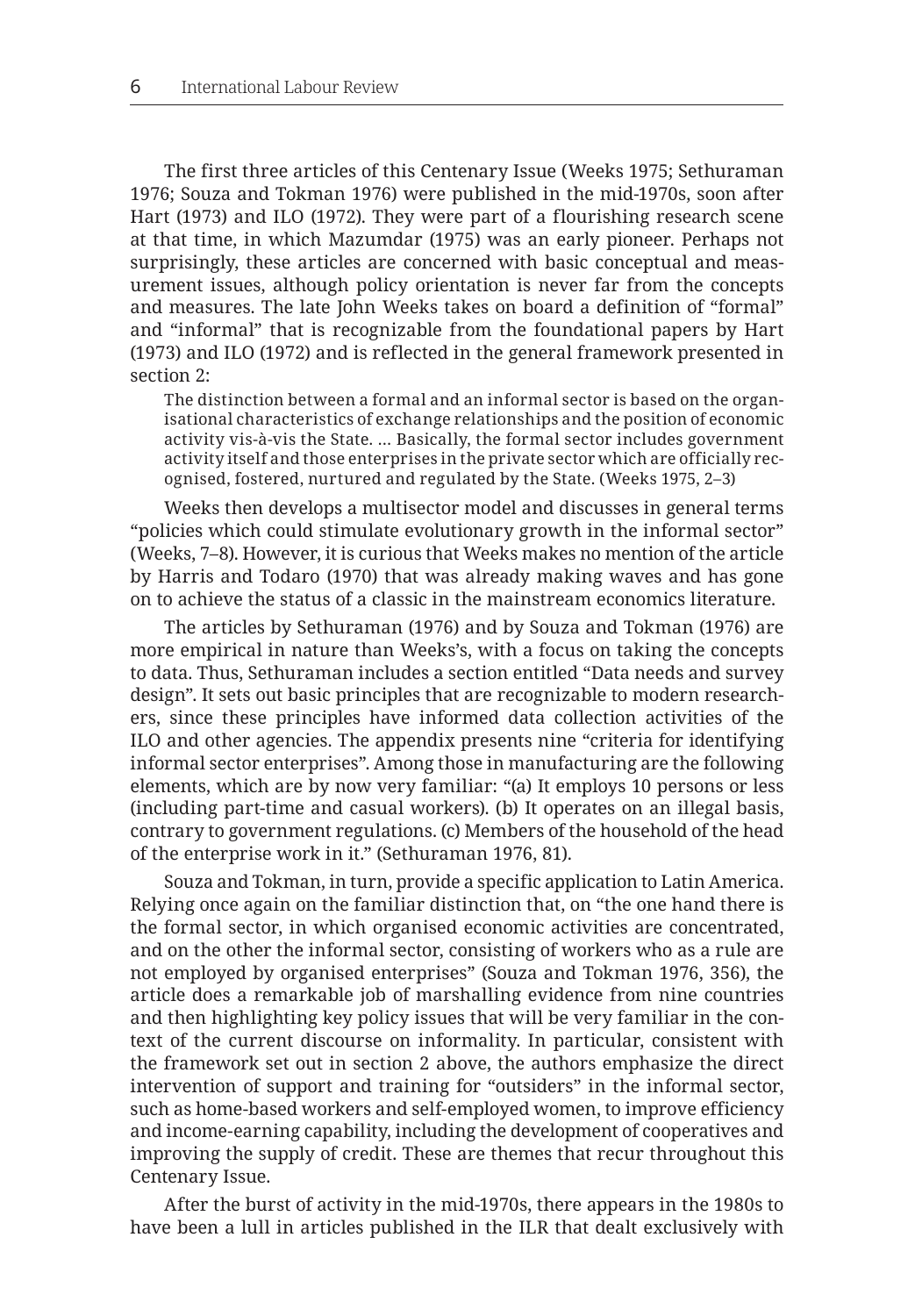The first three articles of this Centenary Issue (Weeks 1975; Sethuraman 1976; Souza and Tokman 1976) were published in the mid-1970s, soon after Hart (1973) and ILO (1972). They were part of a flourishing research scene at that time, in which Mazumdar (1975) was an early pioneer. Perhaps not surprisingly, these articles are concerned with basic conceptual and measurement issues, although policy orientation is never far from the concepts and measures. The late John Weeks takes on board a definition of "formal" and "informal" that is recognizable from the foundational papers by Hart (1973) and ILO (1972) and is reflected in the general framework presented in section 2:

> The distinction between a formal and an informal sector is based on the organisational characteristics of exchange relationships and the position of economic activity vis-à-vis the State. … Basically, the formal sector includes government activity itself and those enterprises in the private sector which are officially recognised, fostered, nurtured and regulated by the State. (Weeks 1975, 2–3)

Weeks then develops a multisector model and discusses in general terms "policies which could stimulate evolutionary growth in the informal sector" (Weeks, 7–8). However, it is curious that Weeks makes no mention of the article by Harris and Todaro (1970) that was already making waves and has gone on to achieve the status of a classic in the mainstream economics literature.

The articles by Sethuraman (1976) and by Souza and Tokman (1976) are more empirical in nature than Weeks's, with a focus on taking the concepts to data. Thus, Sethuraman includes a section entitled "Data needs and survey design". It sets out basic principles that are recognizable to modern researchers, since these principles have informed data collection activities of the ILO and other agencies. The appendix presents nine "criteria for identifying informal sector enterprises". Among those in manufacturing are the following elements, which are by now very familiar: "(a) It employs 10 persons or less (including part-time and casual workers). (b) It operates on an illegal basis, contrary to government regulations. (c) Members of the household of the head of the enterprise work in it." (Sethuraman 1976, 81).

Souza and Tokman, in turn, provide a specific application to Latin America. Relying once again on the familiar distinction that, on "the one hand there is the formal sector, in which organised economic activities are concentrated, and on the other the informal sector, consisting of workers who as a rule are not employed by organised enterprises" (Souza and Tokman 1976, 356), the article does a remarkable job of marshalling evidence from nine countries and then highlighting key policy issues that will be very familiar in the context of the current discourse on informality. In particular, consistent with the framework set out in section 2 above, the authors emphasize the direct intervention of support and training for "outsiders" in the informal sector, such as home-based workers and self-employed women, to improve efficiency and income-earning capability, including the development of cooperatives and improving the supply of credit. These are themes that recur throughout this Centenary Issue.

After the burst of activity in the mid-1970s, there appears in the 1980s to have been a lull in articles published in the ILR that dealt exclusively with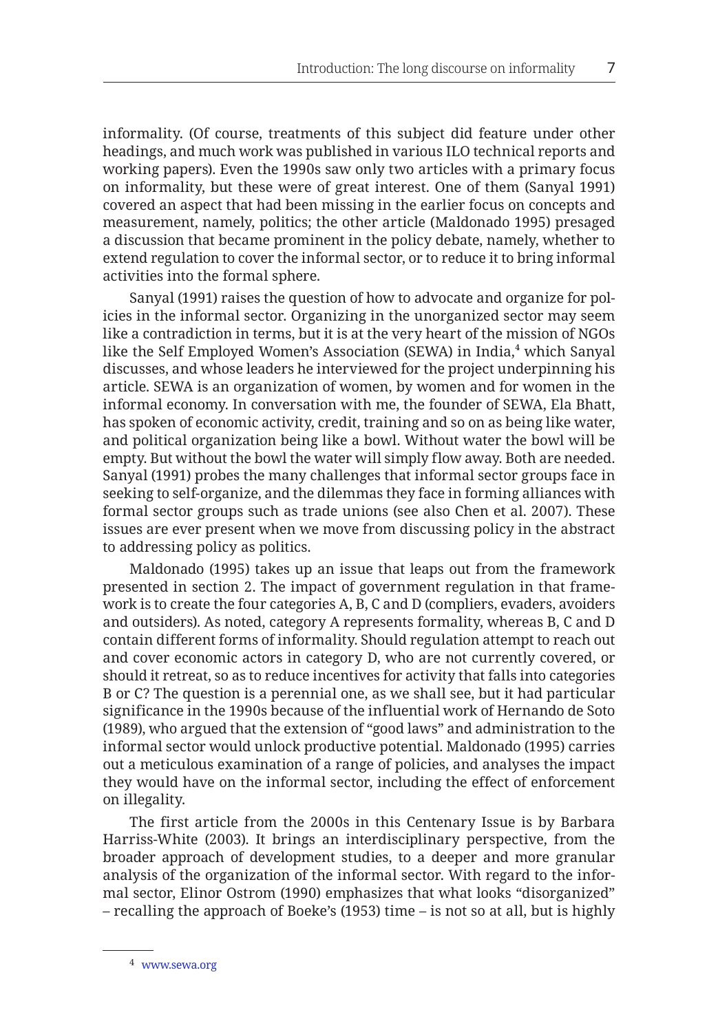informality. (Of course, treatments of this subject did feature under other headings, and much work was published in various ILO technical reports and working papers). Even the 1990s saw only two articles with a primary focus on informality, but these were of great interest. One of them (Sanyal 1991) covered an aspect that had been missing in the earlier focus on concepts and measurement, namely, politics; the other article (Maldonado 1995) presaged a discussion that became prominent in the policy debate, namely, whether to extend regulation to cover the informal sector, or to reduce it to bring informal activities into the formal sphere.

Sanyal (1991) raises the question of how to advocate and organize for policies in the informal sector. Organizing in the unorganized sector may seem like a contradiction in terms, but it is at the very heart of the mission of NGOs like the Self Employed Women's Association (SEWA) in India,[4] which Sanyal discusses, and whose leaders he interviewed for the project underpinning his article. SEWA is an organization of women, by women and for women in the informal economy. In conversation with me, the founder of SEWA, Ela Bhatt, has spoken of economic activity, credit, training and so on as being like water, and political organization being like a bowl. Without water the bowl will be empty. But without the bowl the water will simply flow away. Both are needed. Sanyal (1991) probes the many challenges that informal sector groups face in seeking to self-organize, and the dilemmas they face in forming alliances with formal sector groups such as trade unions (see also Chen et al. 2007). These issues are ever present when we move from discussing policy in the abstract to addressing policy as politics.

Maldonado (1995) takes up an issue that leaps out from the framework presented in section 2. The impact of government regulation in that framework is to create the four categories A, B, C and D (compliers, evaders, avoiders and outsiders). As noted, category A represents formality, whereas B, C and D contain different forms of informality. Should regulation attempt to reach out and cover economic actors in category D, who are not currently covered, or should it retreat, so as to reduce incentives for activity that falls into categories B or C? The question is a perennial one, as we shall see, but it had particular significance in the 1990s because of the influential work of Hernando de Soto (1989), who argued that the extension of "good laws" and administration to the informal sector would unlock productive potential. Maldonado (1995) carries out a meticulous examination of a range of policies, and analyses the impact they would have on the informal sector, including the effect of enforcement on illegality.

The first article from the 2000s in this Centenary Issue is by Barbara Harriss-White (2003). It brings an interdisciplinary perspective, from the broader approach of development studies, to a deeper and more granular analysis of the organization of the informal sector. With regard to the informal sector, Elinor Ostrom (1990) emphasizes that what looks "disorganized" – recalling the approach of Boeke's (1953) time – is not so at all, but is highly

[4] www.sewa.org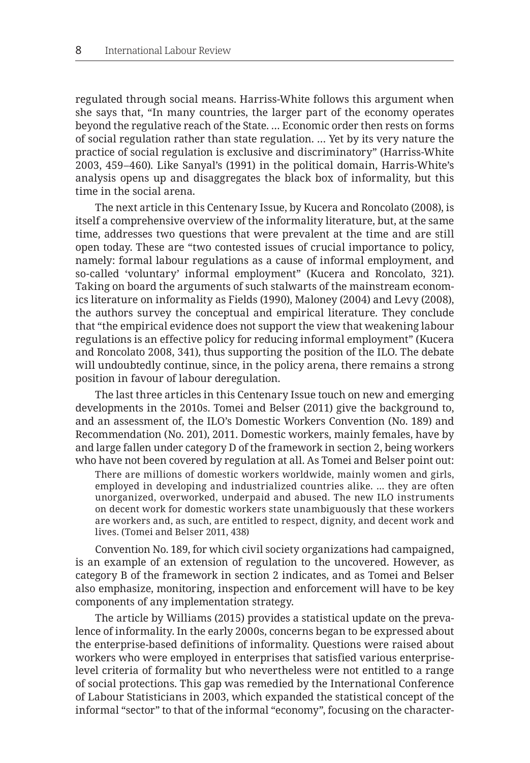regulated through social means. Harriss-White follows this argument when she says that, "In many countries, the larger part of the economy operates beyond the regulative reach of the State. … Economic order then rests on forms of social regulation rather than state regulation. … Yet by its very nature the practice of social regulation is exclusive and discriminatory" (Harriss-White 2003, 459–460). Like Sanyal's (1991) in the political domain, Harris-White's analysis opens up and disaggregates the black box of informality, but this time in the social arena.

The next article in this Centenary Issue, by Kucera and Roncolato (2008), is itself a comprehensive overview of the informality literature, but, at the same time, addresses two questions that were prevalent at the time and are still open today. These are "two contested issues of crucial importance to policy, namely: formal labour regulations as a cause of informal employment, and so-called 'voluntary' informal employment" (Kucera and Roncolato, 321). Taking on board the arguments of such stalwarts of the mainstream economics literature on informality as Fields (1990), Maloney (2004) and Levy (2008), the authors survey the conceptual and empirical literature. They conclude that "the empirical evidence does not support the view that weakening labour regulations is an effective policy for reducing informal employment" (Kucera and Roncolato 2008, 341), thus supporting the position of the ILO. The debate will undoubtedly continue, since, in the policy arena, there remains a strong position in favour of labour deregulation.

The last three articles in this Centenary Issue touch on new and emerging developments in the 2010s. Tomei and Belser (2011) give the background to, and an assessment of, the ILO's Domestic Workers Convention (No. 189) and Recommendation (No. 201), 2011. Domestic workers, mainly females, have by and large fallen under category D of the framework in section 2, being workers who have not been covered by regulation at all. As Tomei and Belser point out:

> There are millions of domestic workers worldwide, mainly women and girls, employed in developing and industrialized countries alike. … they are often unorganized, overworked, underpaid and abused. The new ILO instruments on decent work for domestic workers state unambiguously that these workers are workers and, as such, are entitled to respect, dignity, and decent work and lives. (Tomei and Belser 2011, 438)

Convention No. 189, for which civil society organizations had campaigned, is an example of an extension of regulation to the uncovered. However, as category B of the framework in section 2 indicates, and as Tomei and Belser also emphasize, monitoring, inspection and enforcement will have to be key components of any implementation strategy.

The article by Williams (2015) provides a statistical update on the prevalence of informality. In the early 2000s, concerns began to be expressed about the enterprise-based definitions of informality. Questions were raised about workers who were employed in enterprises that satisfied various enterprise-level criteria of formality but who nevertheless were not entitled to a range of social protections. This gap was remedied by the International Conference of Labour Statisticians in 2003, which expanded the statistical concept of the informal "sector" to that of the informal "economy", focusing on the character-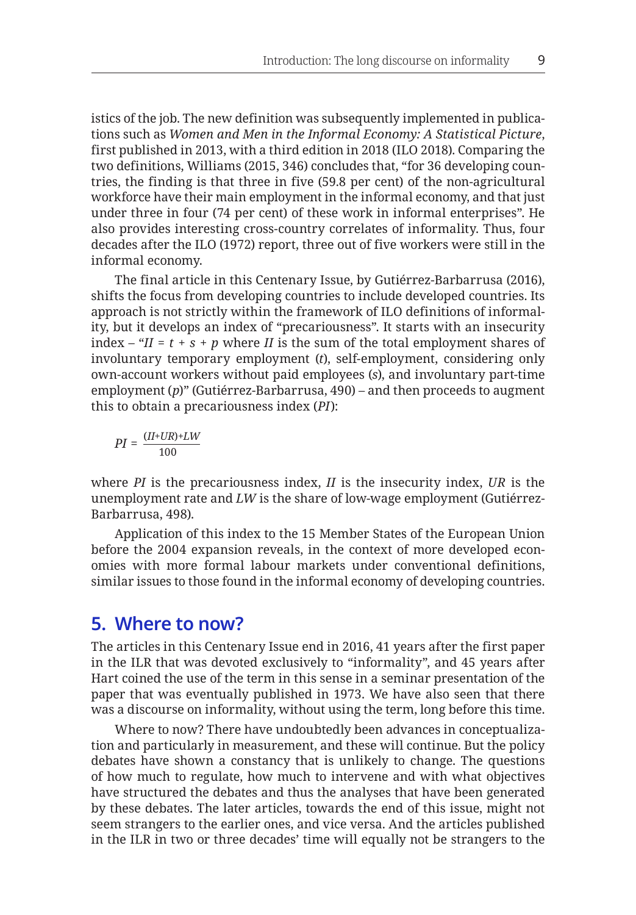istics of the job. The new definition was subsequently implemented in publications such as *Women and Men in the Informal Economy: A Statistical Picture*, first published in 2013, with a third edition in 2018 (ILO 2018). Comparing the two definitions, Williams (2015, 346) concludes that, "for 36 developing countries, the finding is that three in five (59.8 per cent) of the non-agricultural workforce have their main employment in the informal economy, and that just under three in four (74 per cent) of these work in informal enterprises". He also provides interesting cross-country correlates of informality. Thus, four decades after the ILO (1972) report, three out of five workers were still in the informal economy.

The final article in this Centenary Issue, by Gutiérrez-Barbarrusa (2016), shifts the focus from developing countries to include developed countries. Its approach is not strictly within the framework of ILO definitions of informality, but it develops an index of "precariousness". It starts with an insecurity index – "$II = t + s + p$ where $II$ is the sum of the total employment shares of involuntary temporary employment ($t$), self-employment, considering only own-account workers without paid employees ($s$), and involuntary part-time employment ($p$)" (Gutiérrez-Barbarrusa, 490) – and then proceeds to augment this to obtain a precariousness index ($PI$):

$$PI = \frac{(II+UR)+LW}{100}$$

where $PI$ is the precariousness index, $II$ is the insecurity index, $UR$ is the unemployment rate and $LW$ is the share of low-wage employment (Gutiérrez-Barbarrusa, 498).

Application of this index to the 15 Member States of the European Union before the 2004 expansion reveals, in the context of more developed economies with more formal labour markets under conventional definitions, similar issues to those found in the informal economy of developing countries.

## 5. Where to now?

The articles in this Centenary Issue end in 2016, 41 years after the first paper in the ILR that was devoted exclusively to "informality", and 45 years after Hart coined the use of the term in this sense in a seminar presentation of the paper that was eventually published in 1973. We have also seen that there was a discourse on informality, without using the term, long before this time.

Where to now? There have undoubtedly been advances in conceptualization and particularly in measurement, and these will continue. But the policy debates have shown a constancy that is unlikely to change. The questions of how much to regulate, how much to intervene and with what objectives have structured the debates and thus the analyses that have been generated by these debates. The later articles, towards the end of this issue, might not seem strangers to the earlier ones, and vice versa. And the articles published in the ILR in two or three decades' time will equally not be strangers to the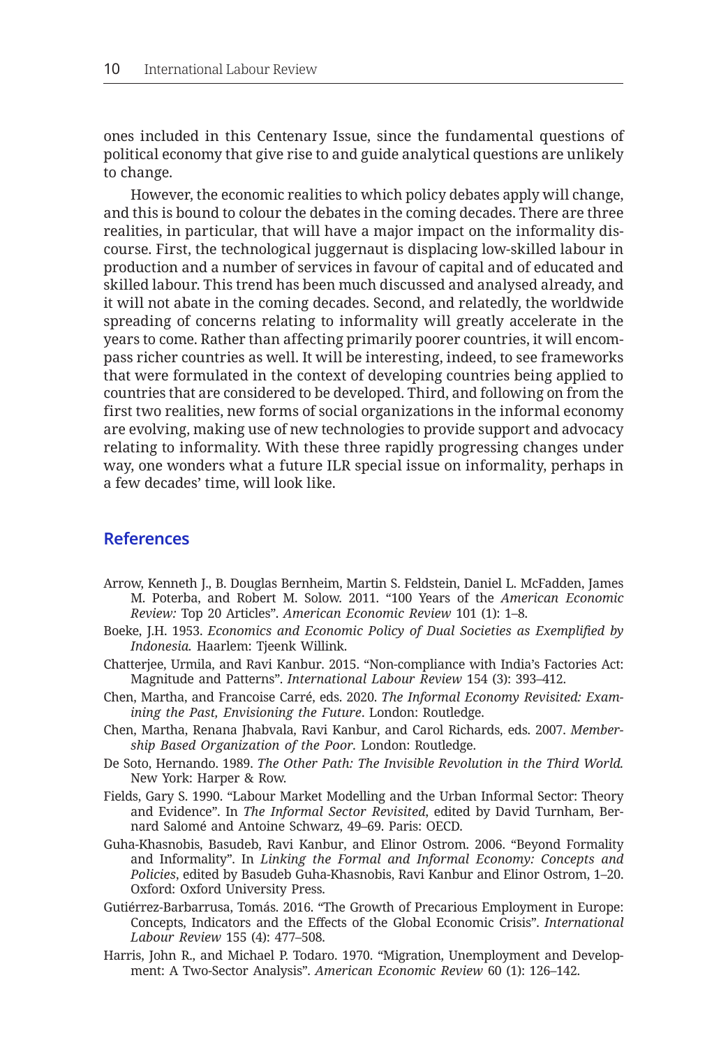ones included in this Centenary Issue, since the fundamental questions of political economy that give rise to and guide analytical questions are unlikely to change.

However, the economic realities to which policy debates apply will change, and this is bound to colour the debates in the coming decades. There are three realities, in particular, that will have a major impact on the informality discourse. First, the technological juggernaut is displacing low-skilled labour in production and a number of services in favour of capital and of educated and skilled labour. This trend has been much discussed and analysed already, and it will not abate in the coming decades. Second, and relatedly, the worldwide spreading of concerns relating to informality will greatly accelerate in the years to come. Rather than affecting primarily poorer countries, it will encompass richer countries as well. It will be interesting, indeed, to see frameworks that were formulated in the context of developing countries being applied to countries that are considered to be developed. Third, and following on from the first two realities, new forms of social organizations in the informal economy are evolving, making use of new technologies to provide support and advocacy relating to informality. With these three rapidly progressing changes under way, one wonders what a future ILR special issue on informality, perhaps in a few decades' time, will look like.

## References

Arrow, Kenneth J., B. Douglas Bernheim, Martin S. Feldstein, Daniel L. McFadden, James M. Poterba, and Robert M. Solow. 2011. "100 Years of the *American Economic Review:* Top 20 Articles". *American Economic Review* 101 (1): 1–8.

Boeke, J.H. 1953. *Economics and Economic Policy of Dual Societies as Exemplified by Indonesia.* Haarlem: Tjeenk Willink.

Chatterjee, Urmila, and Ravi Kanbur. 2015. "Non-compliance with India's Factories Act: Magnitude and Patterns". *International Labour Review* 154 (3): 393–412.

Chen, Martha, and Francoise Carré, eds. 2020. *The Informal Economy Revisited: Examining the Past, Envisioning the Future*. London: Routledge.

Chen, Martha, Renana Jhabvala, Ravi Kanbur, and Carol Richards, eds. 2007. *Membership Based Organization of the Poor.* London: Routledge.

De Soto, Hernando. 1989. *The Other Path: The Invisible Revolution in the Third World.* New York: Harper & Row.

Fields, Gary S. 1990. "Labour Market Modelling and the Urban Informal Sector: Theory and Evidence". In *The Informal Sector Revisited*, edited by David Turnham, Bernard Salomé and Antoine Schwarz, 49–69. Paris: OECD.

Guha-Khasnobis, Basudeb, Ravi Kanbur, and Elinor Ostrom. 2006. "Beyond Formality and Informality". In *Linking the Formal and Informal Economy: Concepts and Policies*, edited by Basudeb Guha-Khasnobis, Ravi Kanbur and Elinor Ostrom, 1–20. Oxford: Oxford University Press.

Gutiérrez-Barbarrusa, Tomás. 2016. "The Growth of Precarious Employment in Europe: Concepts, Indicators and the Effects of the Global Economic Crisis". *International Labour Review* 155 (4): 477–508.

Harris, John R., and Michael P. Todaro. 1970. "Migration, Unemployment and Development: A Two-Sector Analysis". *American Economic Review* 60 (1): 126–142.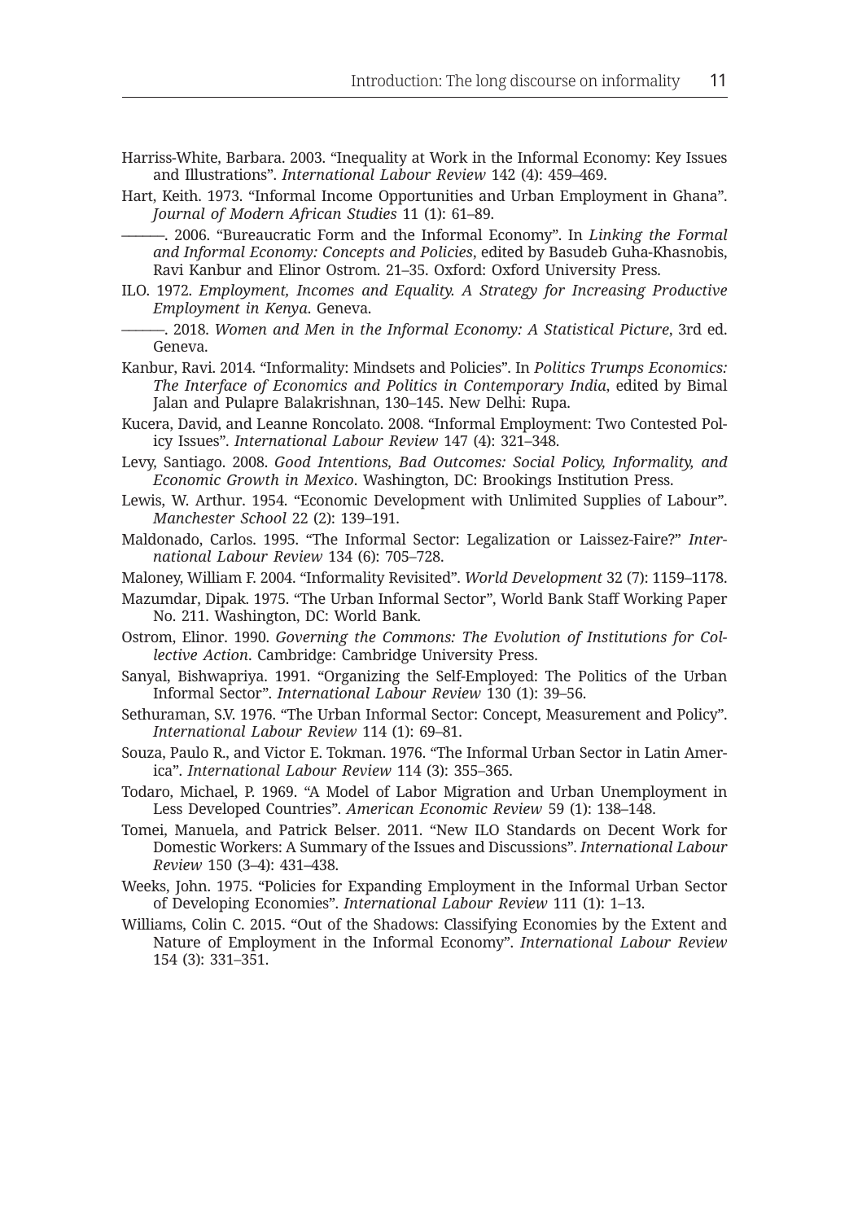Harriss-White, Barbara. 2003. "Inequality at Work in the Informal Economy: Key Issues and Illustrations". *International Labour Review* 142 (4): 459–469.

Hart, Keith. 1973. "Informal Income Opportunities and Urban Employment in Ghana". *Journal of Modern African Studies* 11 (1): 61–89.

———. 2006. "Bureaucratic Form and the Informal Economy". In *Linking the Formal and Informal Economy: Concepts and Policies*, edited by Basudeb Guha-Khasnobis, Ravi Kanbur and Elinor Ostrom. 21–35. Oxford: Oxford University Press.

ILO. 1972. *Employment, Incomes and Equality. A Strategy for Increasing Productive Employment in Kenya*. Geneva.

———. 2018. *Women and Men in the Informal Economy: A Statistical Picture*, 3rd ed. Geneva.

Kanbur, Ravi. 2014. "Informality: Mindsets and Policies". In *Politics Trumps Economics: The Interface of Economics and Politics in Contemporary India*, edited by Bimal Jalan and Pulapre Balakrishnan, 130–145. New Delhi: Rupa.

Kucera, David, and Leanne Roncolato. 2008. "Informal Employment: Two Contested Policy Issues". *International Labour Review* 147 (4): 321–348.

Levy, Santiago. 2008. *Good Intentions, Bad Outcomes: Social Policy, Informality, and Economic Growth in Mexico*. Washington, DC: Brookings Institution Press.

Lewis, W. Arthur. 1954. "Economic Development with Unlimited Supplies of Labour". *Manchester School* 22 (2): 139–191.

Maldonado, Carlos. 1995. "The Informal Sector: Legalization or Laissez-Faire?" *International Labour Review* 134 (6): 705–728.

Maloney, William F. 2004. "Informality Revisited". *World Development* 32 (7): 1159–1178.

Mazumdar, Dipak. 1975. "The Urban Informal Sector", World Bank Staff Working Paper No. 211. Washington, DC: World Bank.

Ostrom, Elinor. 1990. *Governing the Commons: The Evolution of Institutions for Collective Action*. Cambridge: Cambridge University Press.

Sanyal, Bishwapriya. 1991. "Organizing the Self-Employed: The Politics of the Urban Informal Sector". *International Labour Review* 130 (1): 39–56.

Sethuraman, S.V. 1976. "The Urban Informal Sector: Concept, Measurement and Policy". *International Labour Review* 114 (1): 69–81.

Souza, Paulo R., and Victor E. Tokman. 1976. "The Informal Urban Sector in Latin America". *International Labour Review* 114 (3): 355–365.

Todaro, Michael, P. 1969. "A Model of Labor Migration and Urban Unemployment in Less Developed Countries". *American Economic Review* 59 (1): 138–148.

Tomei, Manuela, and Patrick Belser. 2011. "New ILO Standards on Decent Work for Domestic Workers: A Summary of the Issues and Discussions". *International Labour Review* 150 (3–4): 431–438.

Weeks, John. 1975. "Policies for Expanding Employment in the Informal Urban Sector of Developing Economies". *International Labour Review* 111 (1): 1–13.

Williams, Colin C. 2015. "Out of the Shadows: Classifying Economies by the Extent and Nature of Employment in the Informal Economy". *International Labour Review* 154 (3): 331–351.